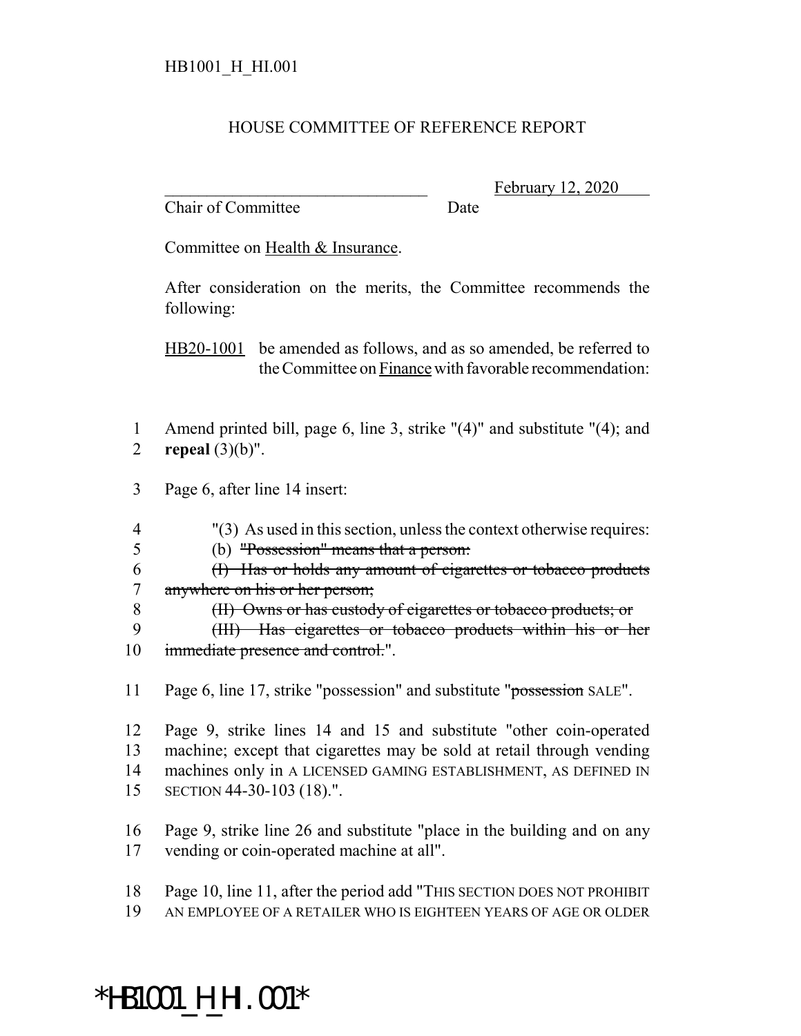HB1001_H_HI.001

HOUSE COMMITTEE OF REFERENCE REPORT

________________________________ February 12, 2020
Chair of Committee Date

Committee on Health & Insurance.

After consideration on the merits, the Committee recommends the following:

HB20-1001 be amended as follows, and as so amended, be referred to the Committee on Finance with favorable recommendation:

1 Amend printed bill, page 6, line 3, strike "(4)" and substitute "(4); and
2 **repeal** (3)(b)".

3 Page 6, after line 14 insert:

4 "(3) As used in this section, unless the context otherwise requires:
5 (b) ~~"Possession" means that a person:~~
6 ~~(I) Has or holds any amount of cigarettes or tobacco products~~
7 ~~anywhere on his or her person;~~
8 ~~(II) Owns or has custody of cigarettes or tobacco products; or~~
9 ~~(III) Has cigarettes or tobacco products within his or her~~
10 ~~immediate presence and control.~~".

11 Page 6, line 17, strike "possession" and substitute "~~possession~~ SALE".

12 Page 9, strike lines 14 and 15 and substitute "other coin-operated
13 machine; except that cigarettes may be sold at retail through vending
14 machines only in A LICENSED GAMING ESTABLISHMENT, AS DEFINED IN
15 SECTION 44-30-103 (18).".

16 Page 9, strike line 26 and substitute "place in the building and on any
17 vending or coin-operated machine at all".

18 Page 10, line 11, after the period add "THIS SECTION DOES NOT PROHIBIT
19 AN EMPLOYEE OF A RETAILER WHO IS EIGHTEEN YEARS OF AGE OR OLDER

*HB1001_H_HI.001*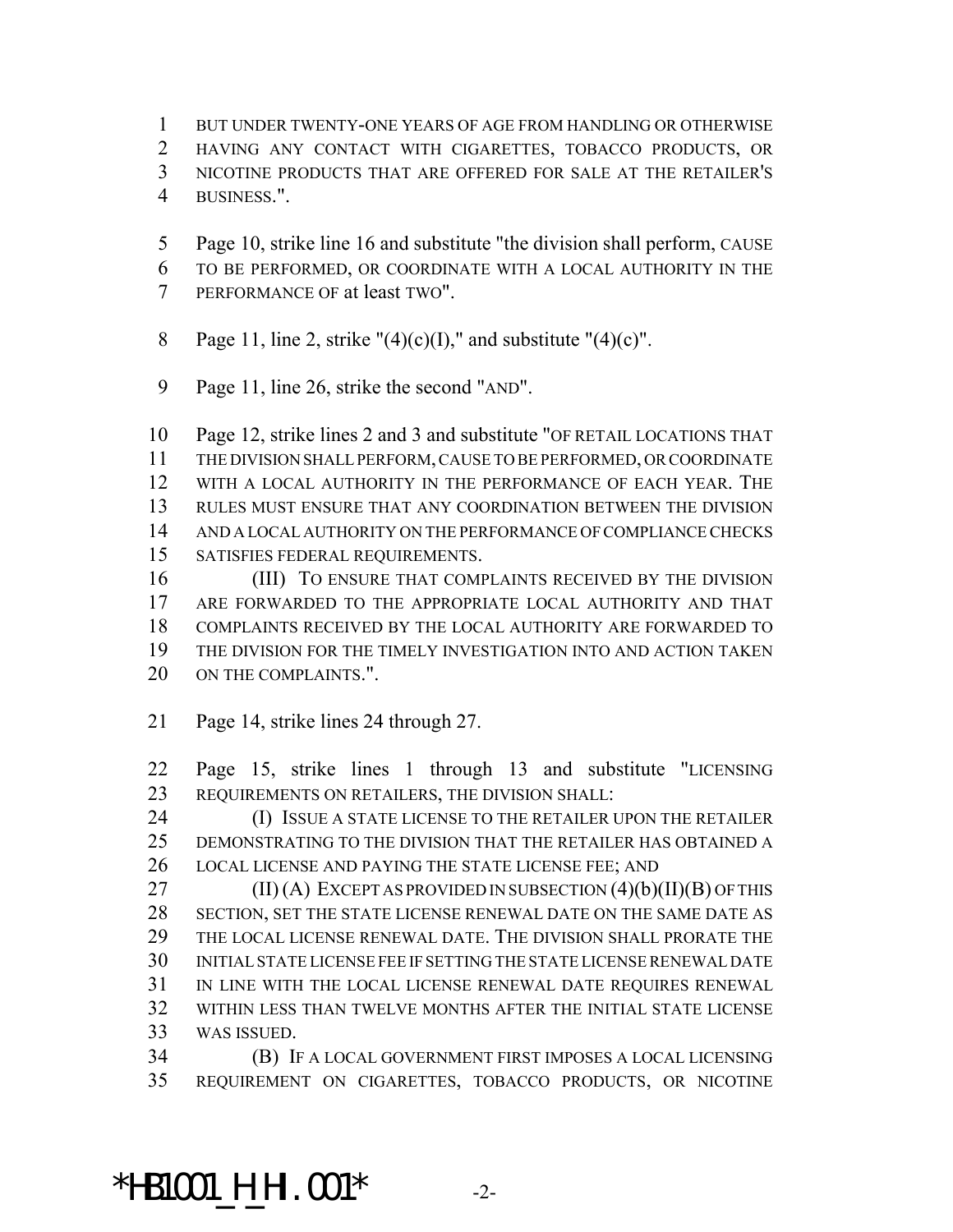BUT UNDER TWENTY-ONE YEARS OF AGE FROM HANDLING OR OTHERWISE HAVING ANY CONTACT WITH CIGARETTES, TOBACCO PRODUCTS, OR NICOTINE PRODUCTS THAT ARE OFFERED FOR SALE AT THE RETAILER'S BUSINESS.".

Page 10, strike line 16 and substitute "the division shall perform, CAUSE TO BE PERFORMED, OR COORDINATE WITH A LOCAL AUTHORITY IN THE PERFORMANCE OF at least TWO".

Page 11, line 2, strike "(4)(c)(I)," and substitute "(4)(c)".

Page 11, line 26, strike the second "AND".

Page 12, strike lines 2 and 3 and substitute "OF RETAIL LOCATIONS THAT THE DIVISION SHALL PERFORM, CAUSE TO BE PERFORMED, OR COORDINATE WITH A LOCAL AUTHORITY IN THE PERFORMANCE OF EACH YEAR. THE RULES MUST ENSURE THAT ANY COORDINATION BETWEEN THE DIVISION AND A LOCAL AUTHORITY ON THE PERFORMANCE OF COMPLIANCE CHECKS SATISFIES FEDERAL REQUIREMENTS.

(III) TO ENSURE THAT COMPLAINTS RECEIVED BY THE DIVISION ARE FORWARDED TO THE APPROPRIATE LOCAL AUTHORITY AND THAT COMPLAINTS RECEIVED BY THE LOCAL AUTHORITY ARE FORWARDED TO THE DIVISION FOR THE TIMELY INVESTIGATION INTO AND ACTION TAKEN ON THE COMPLAINTS.".

Page 14, strike lines 24 through 27.

Page 15, strike lines 1 through 13 and substitute "LICENSING REQUIREMENTS ON RETAILERS, THE DIVISION SHALL:

(I) ISSUE A STATE LICENSE TO THE RETAILER UPON THE RETAILER DEMONSTRATING TO THE DIVISION THAT THE RETAILER HAS OBTAINED A LOCAL LICENSE AND PAYING THE STATE LICENSE FEE; AND

(II) (A) EXCEPT AS PROVIDED IN SUBSECTION (4)(b)(II)(B) OF THIS SECTION, SET THE STATE LICENSE RENEWAL DATE ON THE SAME DATE AS THE LOCAL LICENSE RENEWAL DATE. THE DIVISION SHALL PRORATE THE INITIAL STATE LICENSE FEE IF SETTING THE STATE LICENSE RENEWAL DATE IN LINE WITH THE LOCAL LICENSE RENEWAL DATE REQUIRES RENEWAL WITHIN LESS THAN TWELVE MONTHS AFTER THE INITIAL STATE LICENSE WAS ISSUED.

(B) IF A LOCAL GOVERNMENT FIRST IMPOSES A LOCAL LICENSING REQUIREMENT ON CIGARETTES, TOBACCO PRODUCTS, OR NICOTINE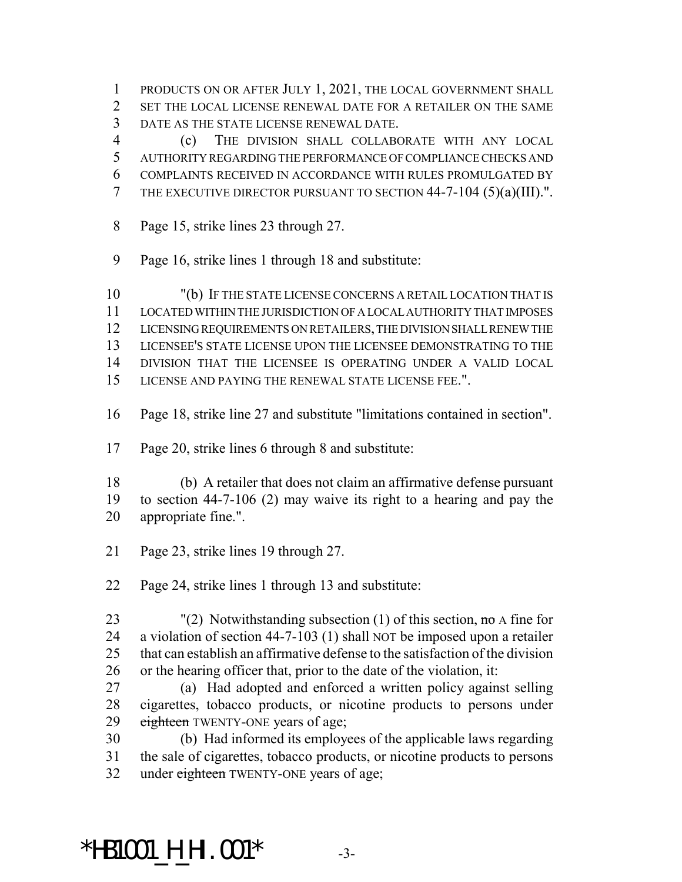PRODUCTS ON OR AFTER JULY 1, 2021, THE LOCAL GOVERNMENT SHALL SET THE LOCAL LICENSE RENEWAL DATE FOR A RETAILER ON THE SAME DATE AS THE STATE LICENSE RENEWAL DATE.

(c) THE DIVISION SHALL COLLABORATE WITH ANY LOCAL AUTHORITY REGARDING THE PERFORMANCE OF COMPLIANCE CHECKS AND COMPLAINTS RECEIVED IN ACCORDANCE WITH RULES PROMULGATED BY THE EXECUTIVE DIRECTOR PURSUANT TO SECTION 44-7-104 (5)(a)(III).".

Page 15, strike lines 23 through 27.

Page 16, strike lines 1 through 18 and substitute:

"(b) IF THE STATE LICENSE CONCERNS A RETAIL LOCATION THAT IS LOCATED WITHIN THE JURISDICTION OF A LOCAL AUTHORITY THAT IMPOSES LICENSING REQUIREMENTS ON RETAILERS, THE DIVISION SHALL RENEW THE LICENSEE'S STATE LICENSE UPON THE LICENSEE DEMONSTRATING TO THE DIVISION THAT THE LICENSEE IS OPERATING UNDER A VALID LOCAL LICENSE AND PAYING THE RENEWAL STATE LICENSE FEE.".

Page 18, strike line 27 and substitute "limitations contained in section".

Page 20, strike lines 6 through 8 and substitute:

(b) A retailer that does not claim an affirmative defense pursuant to section 44-7-106 (2) may waive its right to a hearing and pay the appropriate fine.".

Page 23, strike lines 19 through 27.

Page 24, strike lines 1 through 13 and substitute:

"(2) Notwithstanding subsection (1) of this section, ~~no~~ A fine for a violation of section 44-7-103 (1) shall NOT be imposed upon a retailer that can establish an affirmative defense to the satisfaction of the division or the hearing officer that, prior to the date of the violation, it:

(a) Had adopted and enforced a written policy against selling cigarettes, tobacco products, or nicotine products to persons under ~~eighteen~~ TWENTY-ONE years of age;

(b) Had informed its employees of the applicable laws regarding the sale of cigarettes, tobacco products, or nicotine products to persons under ~~eighteen~~ TWENTY-ONE years of age;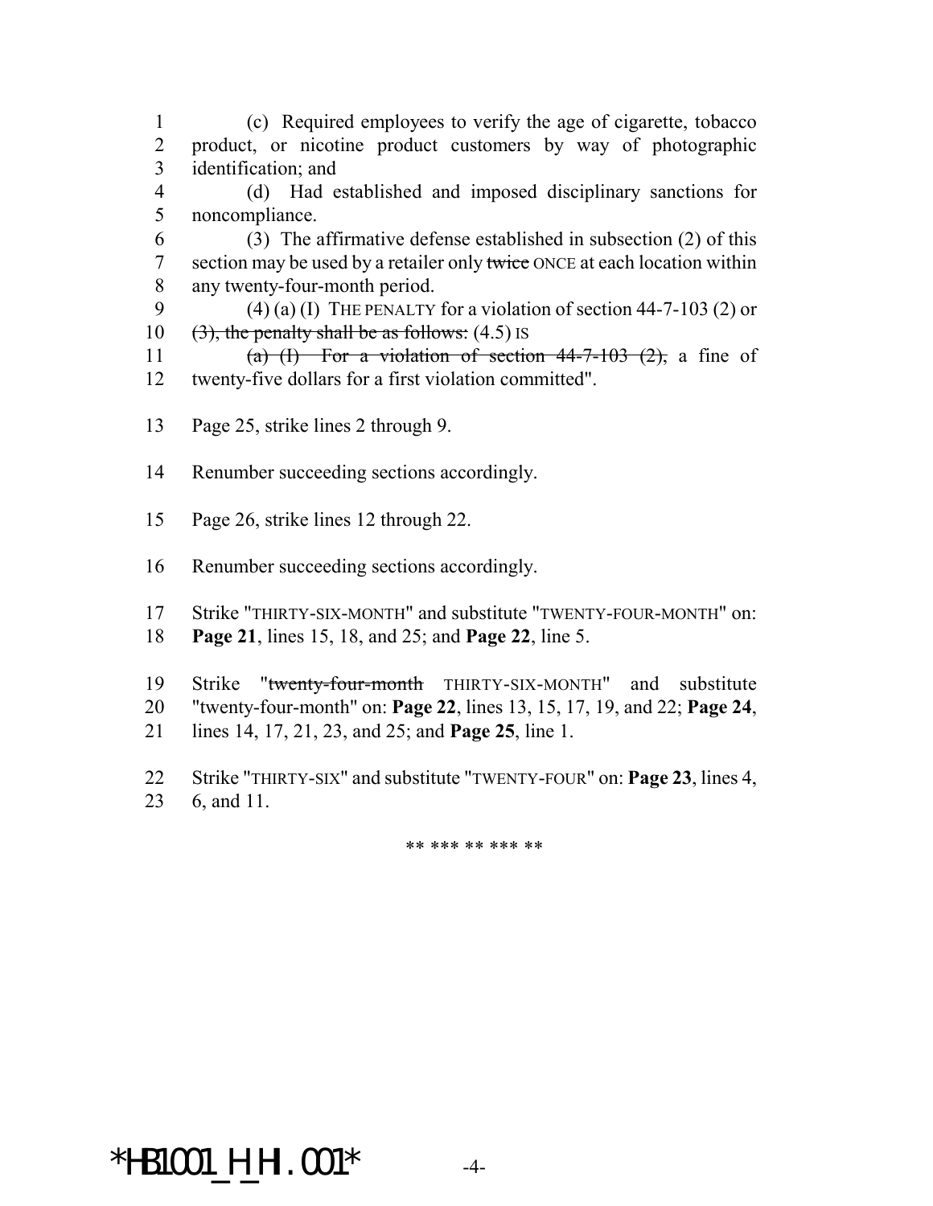(c) Required employees to verify the age of cigarette, tobacco product, or nicotine product customers by way of photographic identification; and

(d) Had established and imposed disciplinary sanctions for noncompliance.

(3) The affirmative defense established in subsection (2) of this section may be used by a retailer only ~~twice~~ ONCE at each location within any twenty-four-month period.

(4) (a) (I) THE PENALTY for a violation of section 44-7-103 (2) or ~~(3), the penalty shall be as follows:~~ (4.5) IS

~~(a) (I) For a violation of section 44-7-103 (2),~~ a fine of twenty-five dollars for a first violation committed".

Page 25, strike lines 2 through 9.

Renumber succeeding sections accordingly.

Page 26, strike lines 12 through 22.

Renumber succeeding sections accordingly.

Strike "THIRTY-SIX-MONTH" and substitute "TWENTY-FOUR-MONTH" on: **Page 21**, lines 15, 18, and 25; and **Page 22**, line 5.

Strike "~~twenty-four-month~~ THIRTY-SIX-MONTH" and substitute "twenty-four-month" on: **Page 22**, lines 13, 15, 17, 19, and 22; **Page 24**, lines 14, 17, 21, 23, and 25; and **Page 25**, line 1.

Strike "THIRTY-SIX" and substitute "TWENTY-FOUR" on: **Page 23**, lines 4, 6, and 11.

** *** ** *** **

*HB1001_H_HI.001*